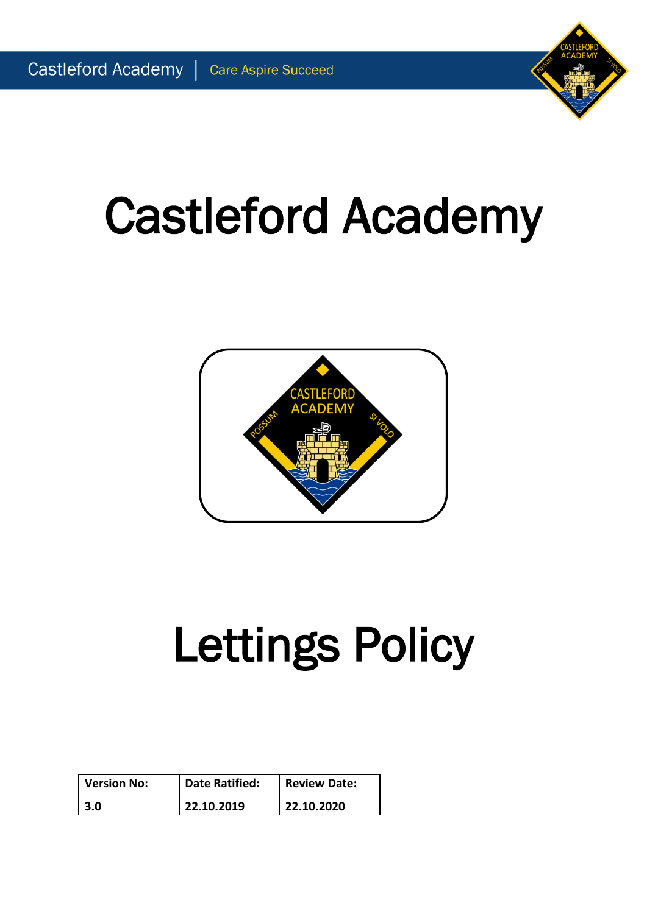# Castleford Academy

# Lettings Policy

| Version No: | Date Ratified: | Review Date: |
| --- | --- | --- |
| 3.0 | 22.10.2019 | 22.10.2020 |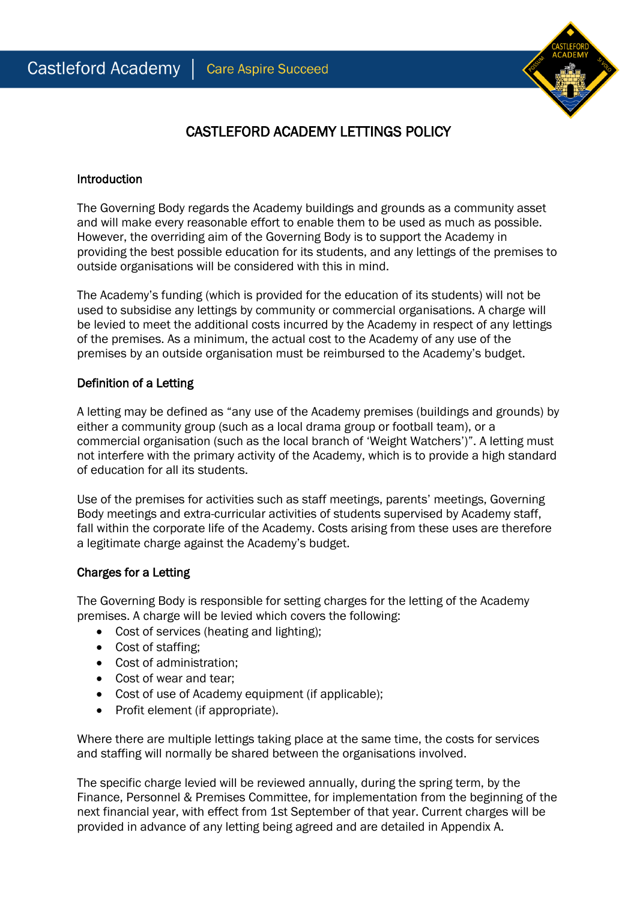# CASTLEFORD ACADEMY LETTINGS POLICY

## Introduction

The Governing Body regards the Academy buildings and grounds as a community asset and will make every reasonable effort to enable them to be used as much as possible. However, the overriding aim of the Governing Body is to support the Academy in providing the best possible education for its students, and any lettings of the premises to outside organisations will be considered with this in mind.

The Academy's funding (which is provided for the education of its students) will not be used to subsidise any lettings by community or commercial organisations. A charge will be levied to meet the additional costs incurred by the Academy in respect of any lettings of the premises. As a minimum, the actual cost to the Academy of any use of the premises by an outside organisation must be reimbursed to the Academy's budget.

## Definition of a Letting

A letting may be defined as "any use of the Academy premises (buildings and grounds) by either a community group (such as a local drama group or football team), or a commercial organisation (such as the local branch of 'Weight Watchers')". A letting must not interfere with the primary activity of the Academy, which is to provide a high standard of education for all its students.

Use of the premises for activities such as staff meetings, parents' meetings, Governing Body meetings and extra-curricular activities of students supervised by Academy staff, fall within the corporate life of the Academy. Costs arising from these uses are therefore a legitimate charge against the Academy's budget.

## Charges for a Letting

The Governing Body is responsible for setting charges for the letting of the Academy premises. A charge will be levied which covers the following:

- Cost of services (heating and lighting);
- Cost of staffing;
- Cost of administration;
- Cost of wear and tear;
- Cost of use of Academy equipment (if applicable);
- Profit element (if appropriate).

Where there are multiple lettings taking place at the same time, the costs for services and staffing will normally be shared between the organisations involved.

The specific charge levied will be reviewed annually, during the spring term, by the Finance, Personnel & Premises Committee, for implementation from the beginning of the next financial year, with effect from 1st September of that year. Current charges will be provided in advance of any letting being agreed and are detailed in Appendix A.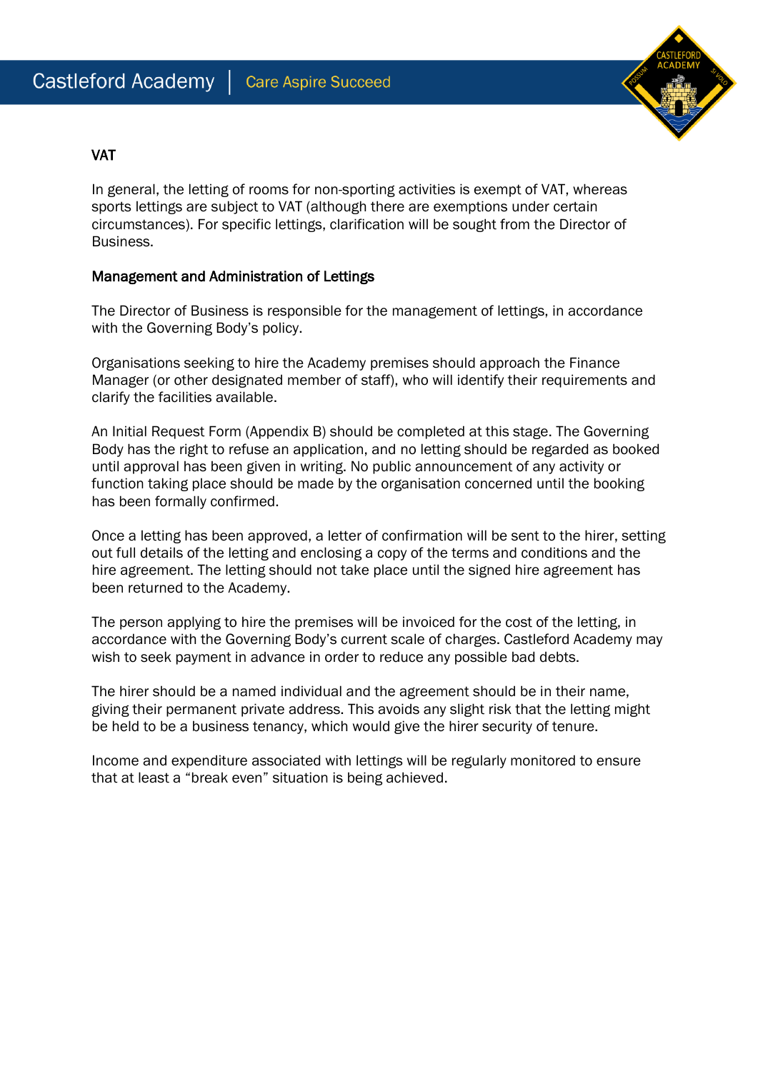## VAT

In general, the letting of rooms for non-sporting activities is exempt of VAT, whereas sports lettings are subject to VAT (although there are exemptions under certain circumstances). For specific lettings, clarification will be sought from the Director of Business.

## Management and Administration of Lettings

The Director of Business is responsible for the management of lettings, in accordance with the Governing Body's policy.

Organisations seeking to hire the Academy premises should approach the Finance Manager (or other designated member of staff), who will identify their requirements and clarify the facilities available.

An Initial Request Form (Appendix B) should be completed at this stage. The Governing Body has the right to refuse an application, and no letting should be regarded as booked until approval has been given in writing. No public announcement of any activity or function taking place should be made by the organisation concerned until the booking has been formally confirmed.

Once a letting has been approved, a letter of confirmation will be sent to the hirer, setting out full details of the letting and enclosing a copy of the terms and conditions and the hire agreement. The letting should not take place until the signed hire agreement has been returned to the Academy.

The person applying to hire the premises will be invoiced for the cost of the letting, in accordance with the Governing Body's current scale of charges. Castleford Academy may wish to seek payment in advance in order to reduce any possible bad debts.

The hirer should be a named individual and the agreement should be in their name, giving their permanent private address. This avoids any slight risk that the letting might be held to be a business tenancy, which would give the hirer security of tenure.

Income and expenditure associated with lettings will be regularly monitored to ensure that at least a "break even" situation is being achieved.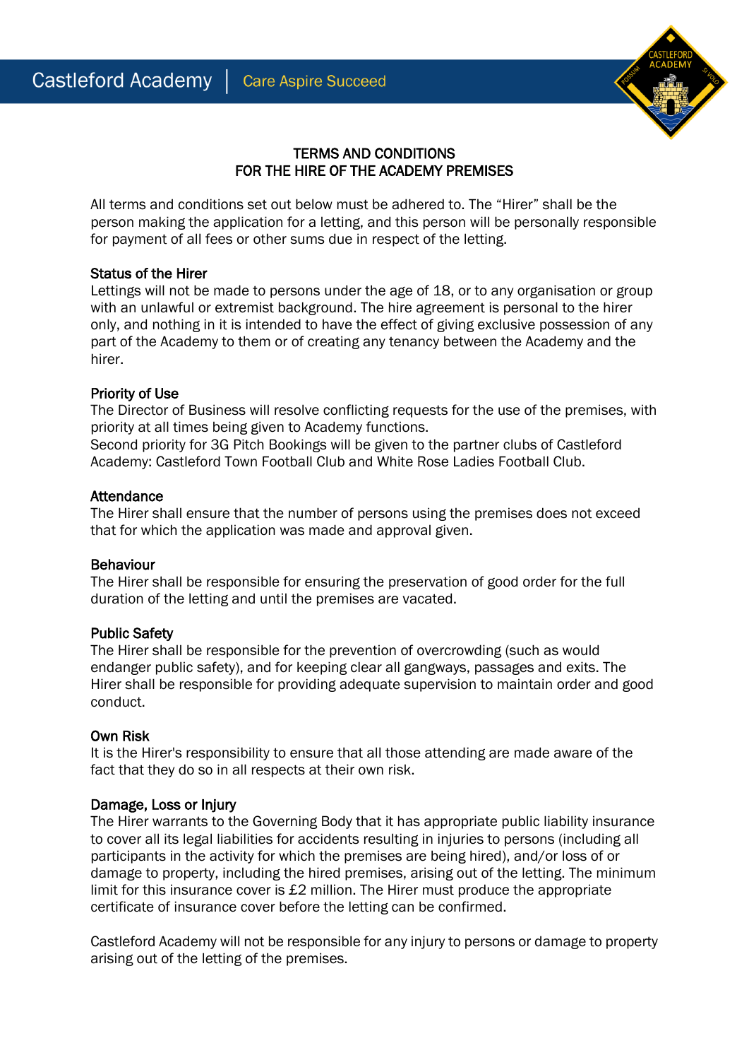# TERMS AND CONDITIONS
# FOR THE HIRE OF THE ACADEMY PREMISES

All terms and conditions set out below must be adhered to. The "Hirer" shall be the person making the application for a letting, and this person will be personally responsible for payment of all fees or other sums due in respect of the letting.

## Status of the Hirer

Lettings will not be made to persons under the age of 18, or to any organisation or group with an unlawful or extremist background. The hire agreement is personal to the hirer only, and nothing in it is intended to have the effect of giving exclusive possession of any part of the Academy to them or of creating any tenancy between the Academy and the hirer.

## Priority of Use

The Director of Business will resolve conflicting requests for the use of the premises, with priority at all times being given to Academy functions.
Second priority for 3G Pitch Bookings will be given to the partner clubs of Castleford Academy: Castleford Town Football Club and White Rose Ladies Football Club.

## Attendance

The Hirer shall ensure that the number of persons using the premises does not exceed that for which the application was made and approval given.

## Behaviour

The Hirer shall be responsible for ensuring the preservation of good order for the full duration of the letting and until the premises are vacated.

## Public Safety

The Hirer shall be responsible for the prevention of overcrowding (such as would endanger public safety), and for keeping clear all gangways, passages and exits. The Hirer shall be responsible for providing adequate supervision to maintain order and good conduct.

## Own Risk

It is the Hirer's responsibility to ensure that all those attending are made aware of the fact that they do so in all respects at their own risk.

## Damage, Loss or Injury

The Hirer warrants to the Governing Body that it has appropriate public liability insurance to cover all its legal liabilities for accidents resulting in injuries to persons (including all participants in the activity for which the premises are being hired), and/or loss of or damage to property, including the hired premises, arising out of the letting. The minimum limit for this insurance cover is £2 million. The Hirer must produce the appropriate certificate of insurance cover before the letting can be confirmed.

Castleford Academy will not be responsible for any injury to persons or damage to property arising out of the letting of the premises.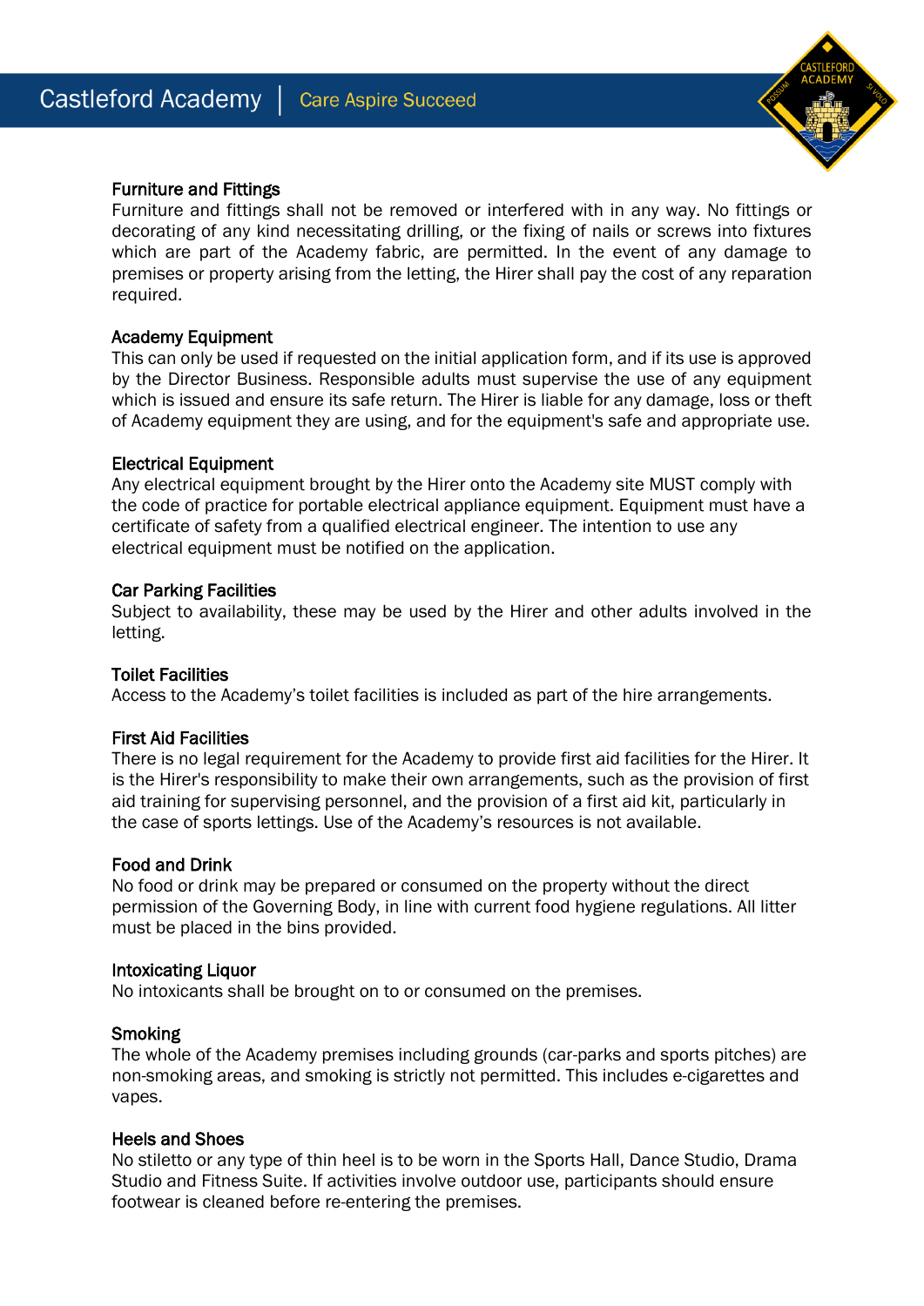### Furniture and Fittings

Furniture and fittings shall not be removed or interfered with in any way. No fittings or decorating of any kind necessitating drilling, or the fixing of nails or screws into fixtures which are part of the Academy fabric, are permitted. In the event of any damage to premises or property arising from the letting, the Hirer shall pay the cost of any reparation required.

### Academy Equipment

This can only be used if requested on the initial application form, and if its use is approved by the Director Business. Responsible adults must supervise the use of any equipment which is issued and ensure its safe return. The Hirer is liable for any damage, loss or theft of Academy equipment they are using, and for the equipment's safe and appropriate use.

### Electrical Equipment

Any electrical equipment brought by the Hirer onto the Academy site MUST comply with the code of practice for portable electrical appliance equipment. Equipment must have a certificate of safety from a qualified electrical engineer. The intention to use any electrical equipment must be notified on the application.

### Car Parking Facilities

Subject to availability, these may be used by the Hirer and other adults involved in the letting.

### Toilet Facilities

Access to the Academy's toilet facilities is included as part of the hire arrangements.

### First Aid Facilities

There is no legal requirement for the Academy to provide first aid facilities for the Hirer. It is the Hirer's responsibility to make their own arrangements, such as the provision of first aid training for supervising personnel, and the provision of a first aid kit, particularly in the case of sports lettings. Use of the Academy's resources is not available.

### Food and Drink

No food or drink may be prepared or consumed on the property without the direct permission of the Governing Body, in line with current food hygiene regulations. All litter must be placed in the bins provided.

### Intoxicating Liquor

No intoxicants shall be brought on to or consumed on the premises.

### Smoking

The whole of the Academy premises including grounds (car-parks and sports pitches) are non-smoking areas, and smoking is strictly not permitted. This includes e-cigarettes and vapes.

### Heels and Shoes

No stiletto or any type of thin heel is to be worn in the Sports Hall, Dance Studio, Drama Studio and Fitness Suite. If activities involve outdoor use, participants should ensure footwear is cleaned before re-entering the premises.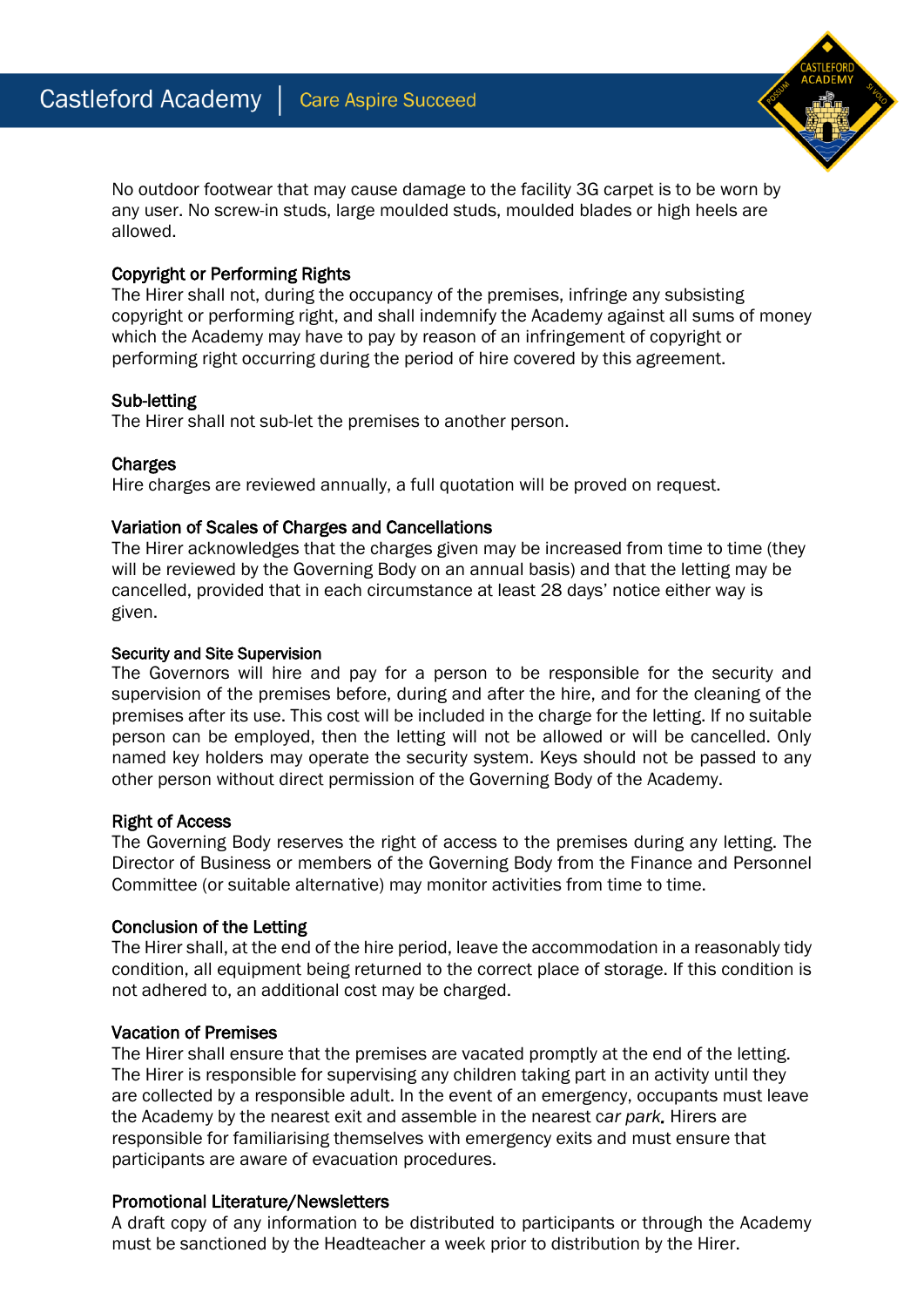No outdoor footwear that may cause damage to the facility 3G carpet is to be worn by any user. No screw-in studs, large moulded studs, moulded blades or high heels are allowed.

### Copyright or Performing Rights

The Hirer shall not, during the occupancy of the premises, infringe any subsisting copyright or performing right, and shall indemnify the Academy against all sums of money which the Academy may have to pay by reason of an infringement of copyright or performing right occurring during the period of hire covered by this agreement.

### Sub-letting

The Hirer shall not sub-let the premises to another person.

### Charges

Hire charges are reviewed annually, a full quotation will be proved on request.

### Variation of Scales of Charges and Cancellations

The Hirer acknowledges that the charges given may be increased from time to time (they will be reviewed by the Governing Body on an annual basis) and that the letting may be cancelled, provided that in each circumstance at least 28 days' notice either way is given.

### Security and Site Supervision

The Governors will hire and pay for a person to be responsible for the security and supervision of the premises before, during and after the hire, and for the cleaning of the premises after its use. This cost will be included in the charge for the letting. If no suitable person can be employed, then the letting will not be allowed or will be cancelled. Only named key holders may operate the security system. Keys should not be passed to any other person without direct permission of the Governing Body of the Academy.

### Right of Access

The Governing Body reserves the right of access to the premises during any letting. The Director of Business or members of the Governing Body from the Finance and Personnel Committee (or suitable alternative) may monitor activities from time to time.

### Conclusion of the Letting

The Hirer shall, at the end of the hire period, leave the accommodation in a reasonably tidy condition, all equipment being returned to the correct place of storage. If this condition is not adhered to, an additional cost may be charged.

### Vacation of Premises

The Hirer shall ensure that the premises are vacated promptly at the end of the letting. The Hirer is responsible for supervising any children taking part in an activity until they are collected by a responsible adult. In the event of an emergency, occupants must leave the Academy by the nearest exit and assemble in the nearest *car park*. Hirers are responsible for familiarising themselves with emergency exits and must ensure that participants are aware of evacuation procedures.

### Promotional Literature/Newsletters

A draft copy of any information to be distributed to participants or through the Academy must be sanctioned by the Headteacher a week prior to distribution by the Hirer.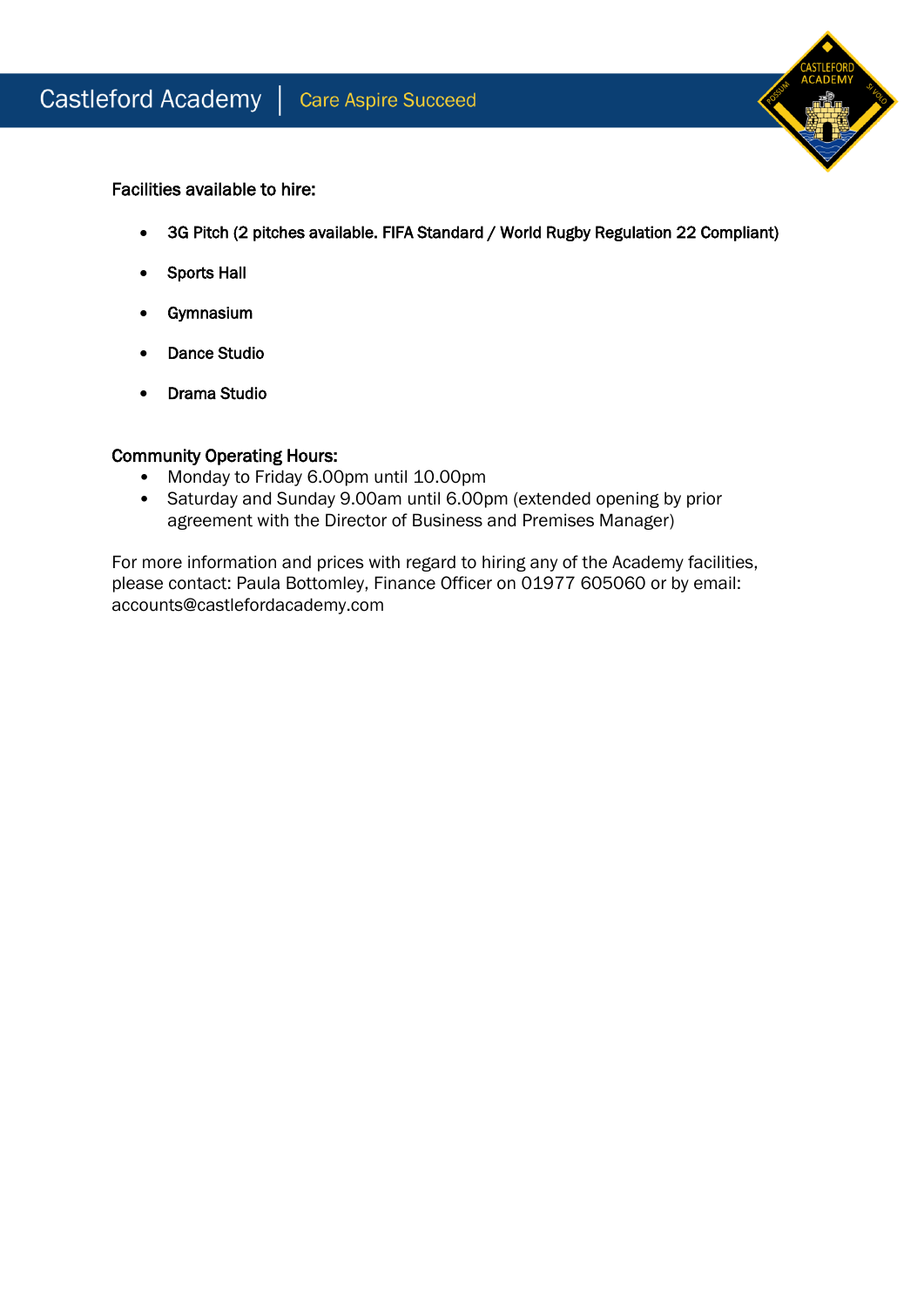**Facilities available to hire:**

- **3G Pitch (2 pitches available. FIFA Standard / World Rugby Regulation 22 Compliant)**
- **Sports Hall**
- **Gymnasium**
- **Dance Studio**
- **Drama Studio**

**Community Operating Hours:**

- Monday to Friday 6.00pm until 10.00pm
- Saturday and Sunday 9.00am until 6.00pm (extended opening by prior agreement with the Director of Business and Premises Manager)

For more information and prices with regard to hiring any of the Academy facilities, please contact: Paula Bottomley, Finance Officer on 01977 605060 or by email: accounts@castlefordacademy.com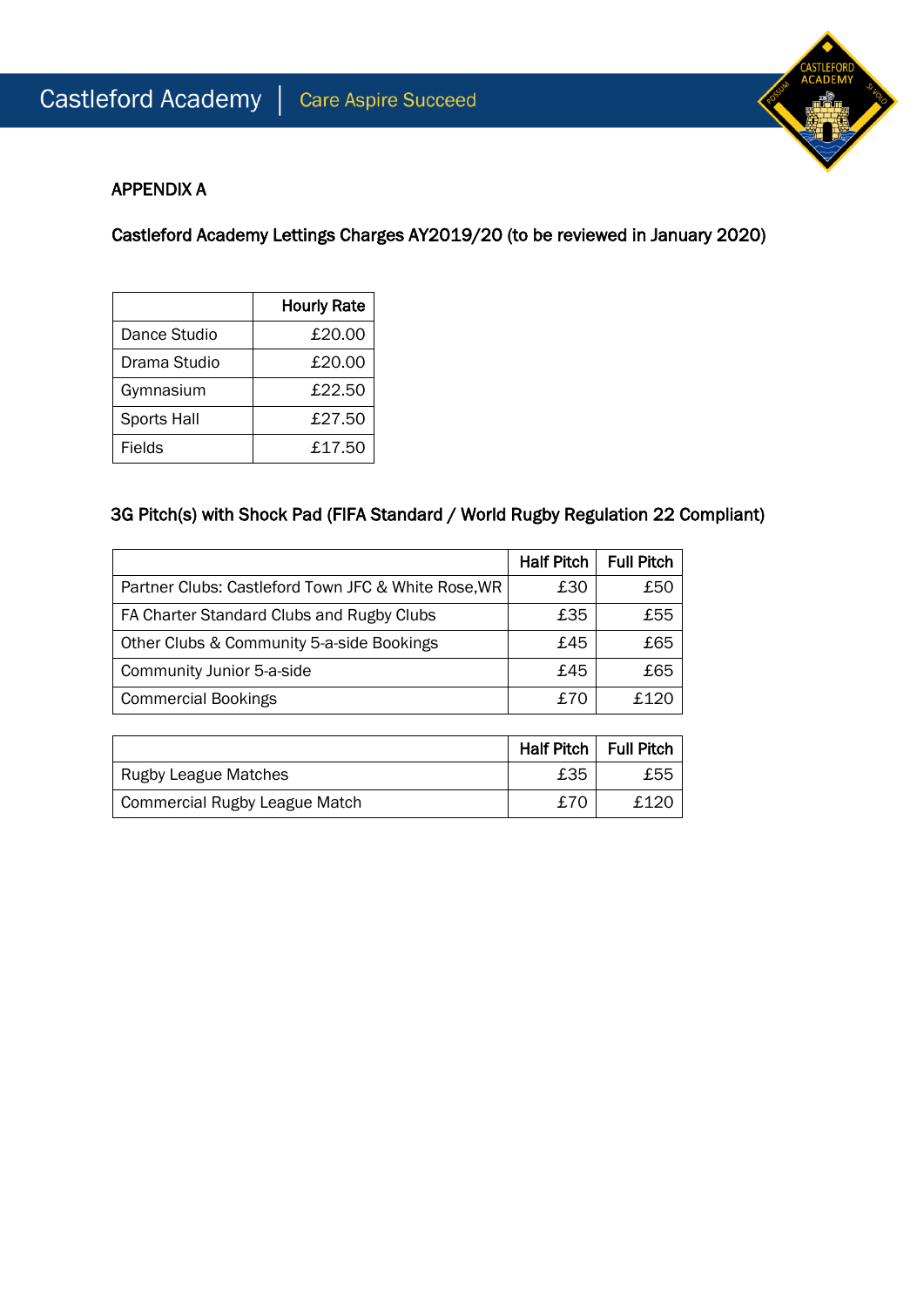## APPENDIX A

### Castleford Academy Lettings Charges AY2019/20 (to be reviewed in January 2020)

| | Hourly Rate |
|---|---:|
| Dance Studio | £20.00 |
| Drama Studio | £20.00 |
| Gymnasium | £22.50 |
| Sports Hall | £27.50 |
| Fields | £17.50 |

### 3G Pitch(s) with Shock Pad (FIFA Standard / World Rugby Regulation 22 Compliant)

| | Half Pitch | Full Pitch |
|---|---:|---:|
| Partner Clubs: Castleford Town JFC & White Rose,WR | £30 | £50 |
| FA Charter Standard Clubs and Rugby Clubs | £35 | £55 |
| Other Clubs & Community 5-a-side Bookings | £45 | £65 |
| Community Junior 5-a-side | £45 | £65 |
| Commercial Bookings | £70 | £120 |

| | Half Pitch | Full Pitch |
|---|---:|---:|
| Rugby League Matches | £35 | £55 |
| Commercial Rugby League Match | £70 | £120 |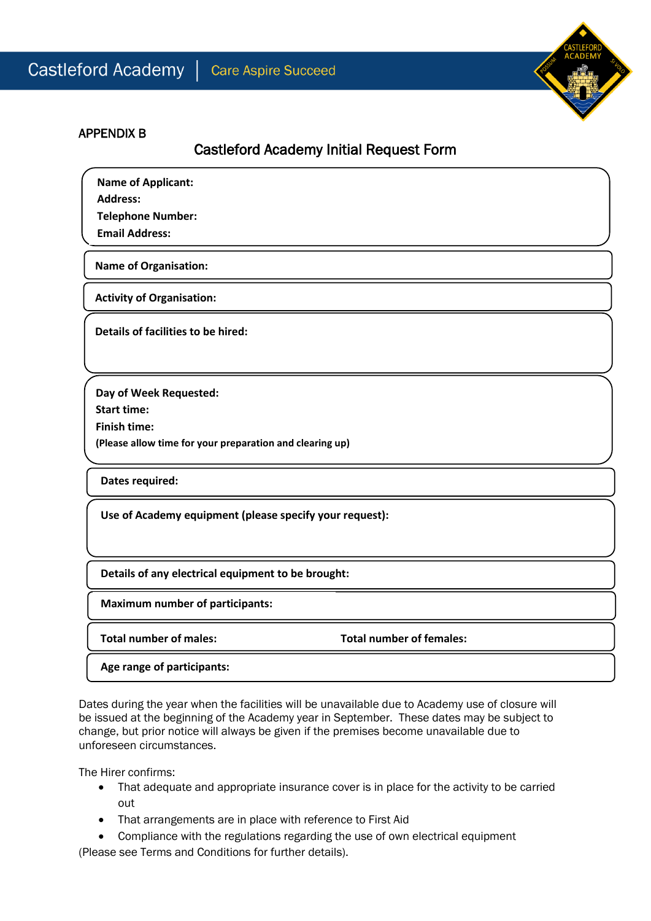APPENDIX B

## Castleford Academy Initial Request Form

**Name of Applicant:**
**Address:**
**Telephone Number:**
**Email Address:**

**Name of Organisation:**

**Activity of Organisation:**

**Details of facilities to be hired:**

**Day of Week Requested:**
**Start time:**
**Finish time:**
**(Please allow time for your preparation and clearing up)**

**Dates required:**

**Use of Academy equipment (please specify your request):**

**Details of any electrical equipment to be brought:**

**Maximum number of participants:**

**Total number of males:** **Total number of females:**

**Age range of participants:**

Dates during the year when the facilities will be unavailable due to Academy use of closure will be issued at the beginning of the Academy year in September. These dates may be subject to change, but prior notice will always be given if the premises become unavailable due to unforeseen circumstances.

The Hirer confirms:

- That adequate and appropriate insurance cover is in place for the activity to be carried out
- That arrangements are in place with reference to First Aid
- Compliance with the regulations regarding the use of own electrical equipment

(Please see Terms and Conditions for further details).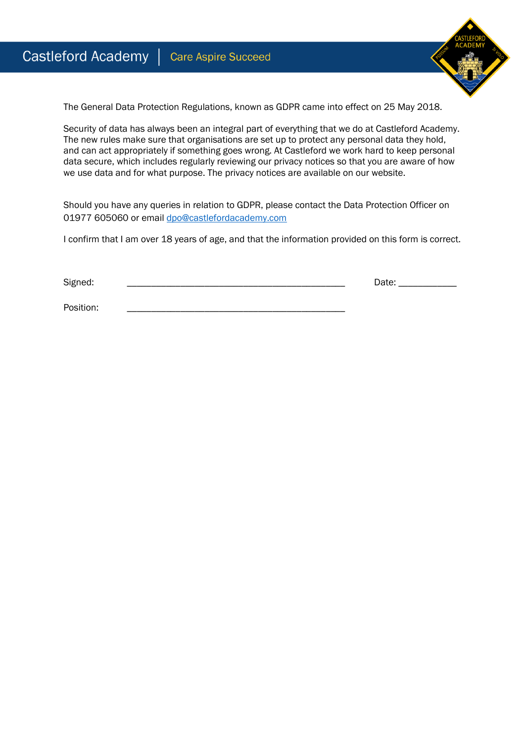The General Data Protection Regulations, known as GDPR came into effect on 25 May 2018.

Security of data has always been an integral part of everything that we do at Castleford Academy. The new rules make sure that organisations are set up to protect any personal data they hold, and can act appropriately if something goes wrong. At Castleford we work hard to keep personal data secure, which includes regularly reviewing our privacy notices so that you are aware of how we use data and for what purpose. The privacy notices are available on our website.

Should you have any queries in relation to GDPR, please contact the Data Protection Officer on 01977 605060 or email dpo@castlefordacademy.com

I confirm that I am over 18 years of age, and that the information provided on this form is correct.

Signed: ______________________________________________ Date: ____________

Position: ______________________________________________